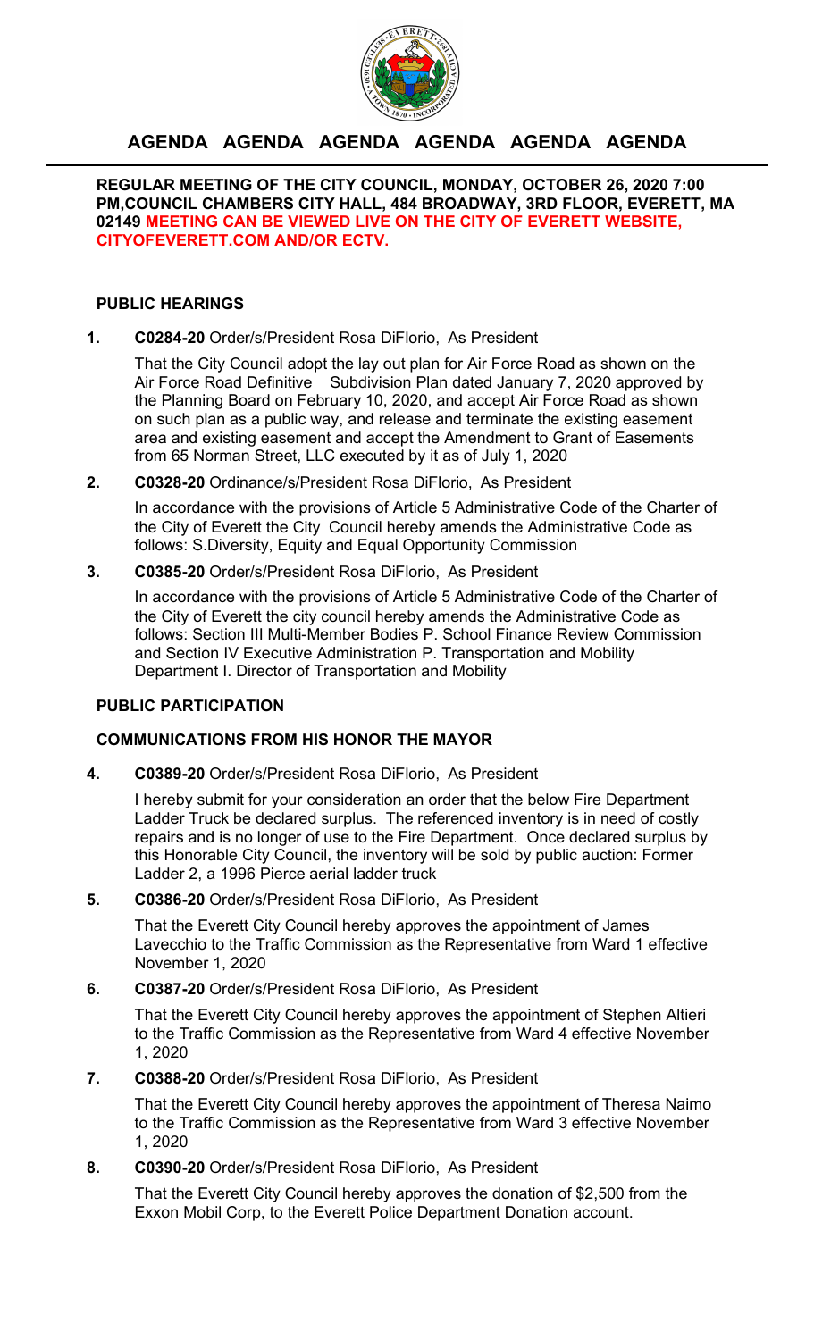# AGENDA AGENDA AGENDA AGENDA AGENDA AGENDA

**REGULAR MEETING OF THE CITY COUNCIL, MONDAY, OCTOBER 26, 2020 7:00 PM,COUNCIL CHAMBERS CITY HALL, 484 BROADWAY, 3RD FLOOR, EVERETT, MA 02149 MEETING CAN BE VIEWED LIVE ON THE CITY OF EVERETT WEBSITE, CITYOFEVERETT.COM AND/OR ECTV.**

## PUBLIC HEARINGS

**1. C0284-20** Order/s/President Rosa DiFlorio, As President

That the City Council adopt the lay out plan for Air Force Road as shown on the Air Force Road Definitive Subdivision Plan dated January 7, 2020 approved by the Planning Board on February 10, 2020, and accept Air Force Road as shown on such plan as a public way, and release and terminate the existing easement area and existing easement and accept the Amendment to Grant of Easements from 65 Norman Street, LLC executed by it as of July 1, 2020

**2. C0328-20** Ordinance/s/President Rosa DiFlorio, As President

In accordance with the provisions of Article 5 Administrative Code of the Charter of the City of Everett the City Council hereby amends the Administrative Code as follows: S.Diversity, Equity and Equal Opportunity Commission

**3. C0385-20** Order/s/President Rosa DiFlorio, As President

In accordance with the provisions of Article 5 Administrative Code of the Charter of the City of Everett the city council hereby amends the Administrative Code as follows: Section III Multi-Member Bodies P. School Finance Review Commission and Section IV Executive Administration P. Transportation and Mobility Department I. Director of Transportation and Mobility

## PUBLIC PARTICIPATION

## COMMUNICATIONS FROM HIS HONOR THE MAYOR

**4. C0389-20** Order/s/President Rosa DiFlorio, As President

I hereby submit for your consideration an order that the below Fire Department Ladder Truck be declared surplus. The referenced inventory is in need of costly repairs and is no longer of use to the Fire Department. Once declared surplus by this Honorable City Council, the inventory will be sold by public auction: Former Ladder 2, a 1996 Pierce aerial ladder truck

**5. C0386-20** Order/s/President Rosa DiFlorio, As President

That the Everett City Council hereby approves the appointment of James Lavecchio to the Traffic Commission as the Representative from Ward 1 effective November 1, 2020

**6. C0387-20** Order/s/President Rosa DiFlorio, As President

That the Everett City Council hereby approves the appointment of Stephen Altieri to the Traffic Commission as the Representative from Ward 4 effective November 1, 2020

**7. C0388-20** Order/s/President Rosa DiFlorio, As President

That the Everett City Council hereby approves the appointment of Theresa Naimo to the Traffic Commission as the Representative from Ward 3 effective November 1, 2020

**8. C0390-20** Order/s/President Rosa DiFlorio, As President

That the Everett City Council hereby approves the donation of $2,500 from the Exxon Mobil Corp, to the Everett Police Department Donation account.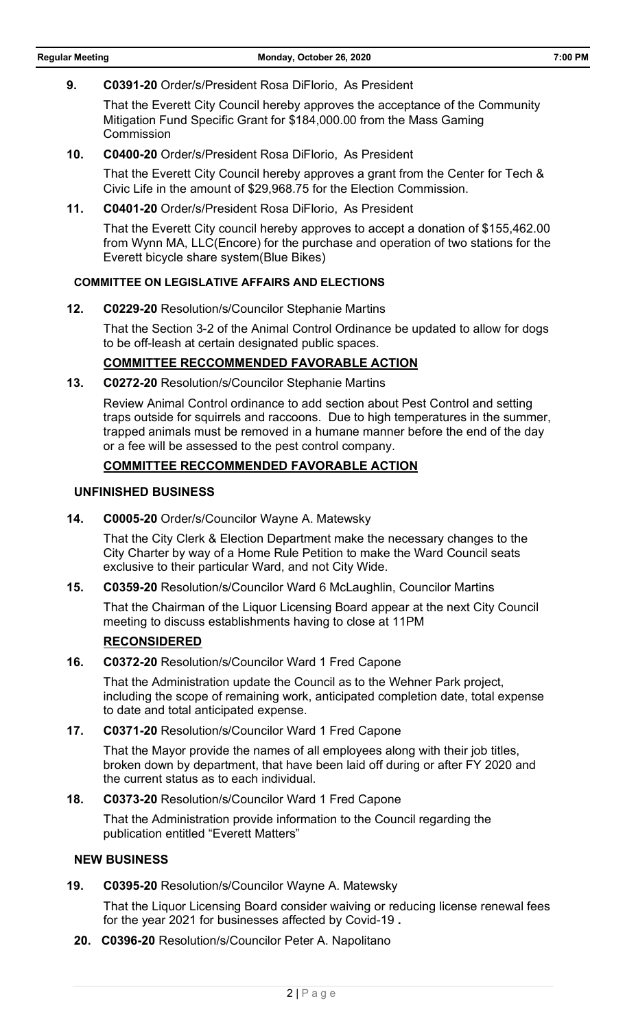9. **C0391-20** Order/s/President Rosa DiFlorio, As President

   That the Everett City Council hereby approves the acceptance of the Community Mitigation Fund Specific Grant for $184,000.00 from the Mass Gaming Commission

10. **C0400-20** Order/s/President Rosa DiFlorio, As President

    That the Everett City Council hereby approves a grant from the Center for Tech & Civic Life in the amount of $29,968.75 for the Election Commission.

11. **C0401-20** Order/s/President Rosa DiFlorio, As President

    That the Everett City council hereby approves to accept a donation of $155,462.00 from Wynn MA, LLC(Encore) for the purchase and operation of two stations for the Everett bicycle share system(Blue Bikes)

### COMMITTEE ON LEGISLATIVE AFFAIRS AND ELECTIONS

12. **C0229-20** Resolution/s/Councilor Stephanie Martins

    That the Section 3-2 of the Animal Control Ordinance be updated to allow for dogs to be off-leash at certain designated public spaces.

    **COMMITTEE RECCOMMENDED FAVORABLE ACTION**

13. **C0272-20** Resolution/s/Councilor Stephanie Martins

    Review Animal Control ordinance to add section about Pest Control and setting traps outside for squirrels and raccoons. Due to high temperatures in the summer, trapped animals must be removed in a humane manner before the end of the day or a fee will be assessed to the pest control company.

    **COMMITTEE RECCOMMENDED FAVORABLE ACTION**

### UNFINISHED BUSINESS

14. **C0005-20** Order/s/Councilor Wayne A. Matewsky

    That the City Clerk & Election Department make the necessary changes to the City Charter by way of a Home Rule Petition to make the Ward Council seats exclusive to their particular Ward, and not City Wide.

15. **C0359-20** Resolution/s/Councilor Ward 6 McLaughlin, Councilor Martins

    That the Chairman of the Liquor Licensing Board appear at the next City Council meeting to discuss establishments having to close at 11PM

    **RECONSIDERED**

16. **C0372-20** Resolution/s/Councilor Ward 1 Fred Capone

    That the Administration update the Council as to the Wehner Park project, including the scope of remaining work, anticipated completion date, total expense to date and total anticipated expense.

17. **C0371-20** Resolution/s/Councilor Ward 1 Fred Capone

    That the Mayor provide the names of all employees along with their job titles, broken down by department, that have been laid off during or after FY 2020 and the current status as to each individual.

18. **C0373-20** Resolution/s/Councilor Ward 1 Fred Capone

    That the Administration provide information to the Council regarding the publication entitled "Everett Matters"

### NEW BUSINESS

19. **C0395-20** Resolution/s/Councilor Wayne A. Matewsky

    That the Liquor Licensing Board consider waiving or reducing license renewal fees for the year 2021 for businesses affected by Covid-19 **.**

20. **C0396-20** Resolution/s/Councilor Peter A. Napolitano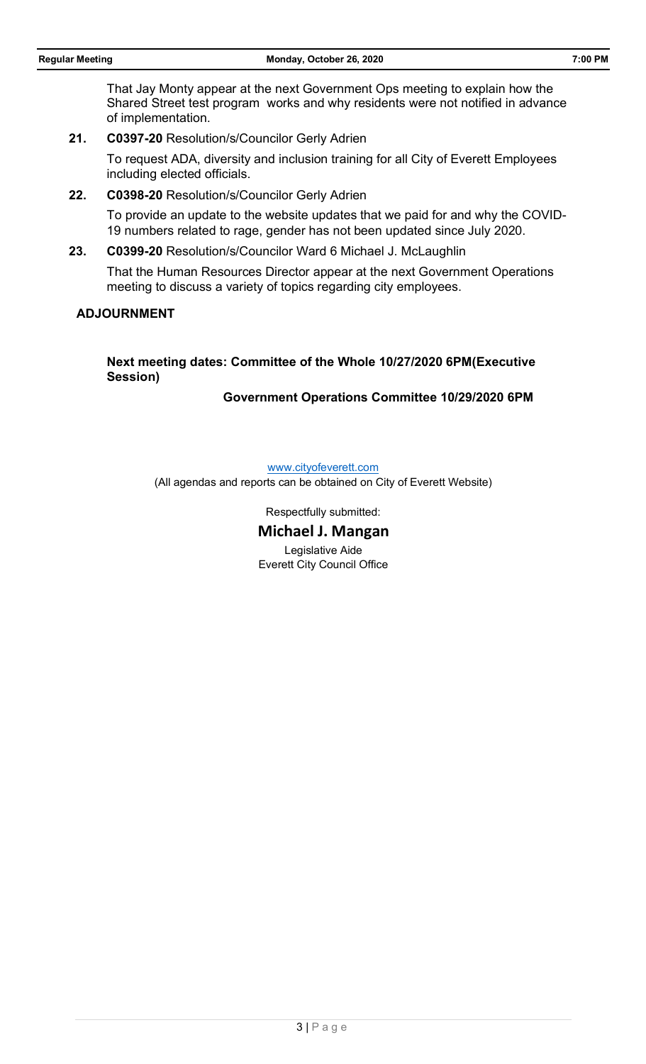That Jay Monty appear at the next Government Ops meeting to explain how the Shared Street test program works and why residents were not notified in advance of implementation.

**21.** **C0397-20** Resolution/s/Councilor Gerly Adrien

To request ADA, diversity and inclusion training for all City of Everett Employees including elected officials.

**22.** **C0398-20** Resolution/s/Councilor Gerly Adrien

To provide an update to the website updates that we paid for and why the COVID-19 numbers related to rage, gender has not been updated since July 2020.

**23.** **C0399-20** Resolution/s/Councilor Ward 6 Michael J. McLaughlin

That the Human Resources Director appear at the next Government Operations meeting to discuss a variety of topics regarding city employees.

**ADJOURNMENT**

**Next meeting dates: Committee of the Whole 10/27/2020 6PM(Executive Session)**

**Government Operations Committee 10/29/2020 6PM**

www.cityofeverett.com
(All agendas and reports can be obtained on City of Everett Website)

Respectfully submitted:

**Michael J. Mangan**
Legislative Aide
Everett City Council Office